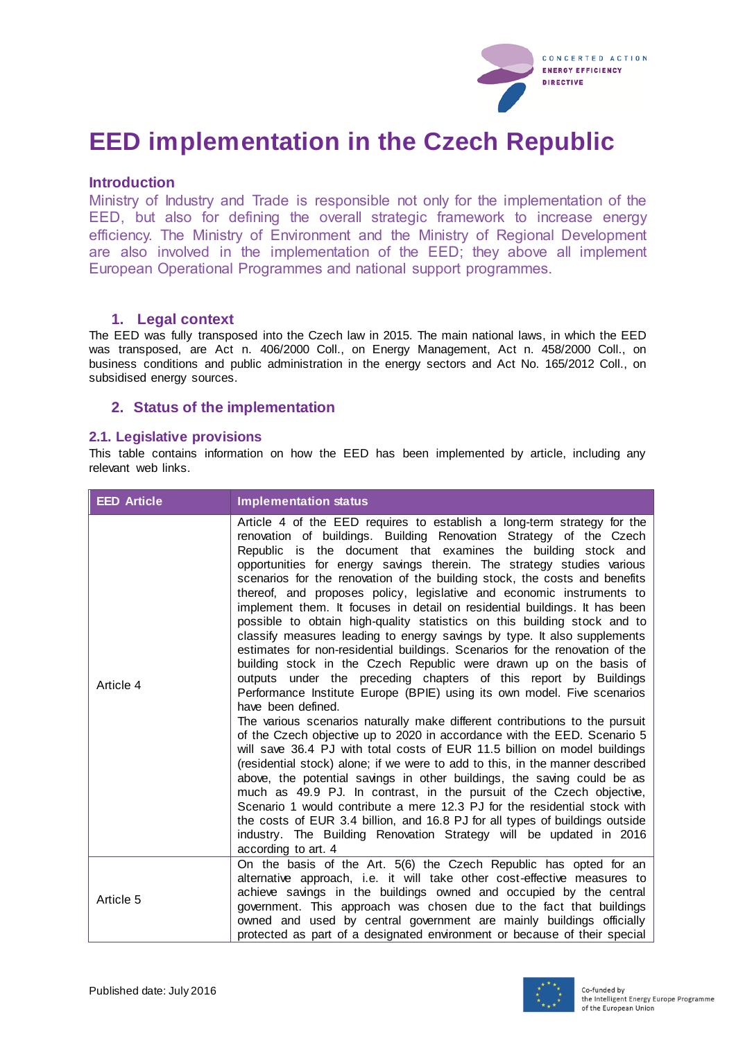# EED implementation in the Czech Republic

## Introduction

Ministry of Industry and Trade is responsible not only for the implementation of the EED, but also for defining the overall strategic framework to increase energy efficiency. The Ministry of Environment and the Ministry of Regional Development are also involved in the implementation of the EED; they above all implement European Operational Programmes and national support programmes.

## 1. Legal context

The EED was fully transposed into the Czech law in 2015. The main national laws, in which the EED was transposed, are Act n. 406/2000 Coll., on Energy Management, Act n. 458/2000 Coll., on business conditions and public administration in the energy sectors and Act No. 165/2012 Coll., on subsidised energy sources.

## 2. Status of the implementation

### 2.1. Legislative provisions

This table contains information on how the EED has been implemented by article, including any relevant web links.

| EED Article | Implementation status |
|---|---|
| Article 4 | Article 4 of the EED requires to establish a long-term strategy for the renovation of buildings. Building Renovation Strategy of the Czech Republic is the document that examines the building stock and opportunities for energy savings therein. The strategy studies various scenarios for the renovation of the building stock, the costs and benefits thereof, and proposes policy, legislative and economic instruments to implement them. It focuses in detail on residential buildings. It has been possible to obtain high-quality statistics on this building stock and to classify measures leading to energy savings by type. It also supplements estimates for non-residential buildings. Scenarios for the renovation of the building stock in the Czech Republic were drawn up on the basis of outputs under the preceding chapters of this report by Buildings Performance Institute Europe (BPIE) using its own model. Five scenarios have been defined.<br>The various scenarios naturally make different contributions to the pursuit of the Czech objective up to 2020 in accordance with the EED. Scenario 5 will save 36.4 PJ with total costs of EUR 11.5 billion on model buildings (residential stock) alone; if we were to add to this, in the manner described above, the potential savings in other buildings, the saving could be as much as 49.9 PJ. In contrast, in the pursuit of the Czech objective, Scenario 1 would contribute a mere 12.3 PJ for the residential stock with the costs of EUR 3.4 billion, and 16.8 PJ for all types of buildings outside industry. The Building Renovation Strategy will be updated in 2016 according to art. 4 |
| Article 5 | On the basis of the Art. 5(6) the Czech Republic has opted for an alternative approach, i.e. it will take other cost-effective measures to achieve savings in the buildings owned and occupied by the central government. This approach was chosen due to the fact that buildings owned and used by central government are mainly buildings officially protected as part of a designated environment or because of their special |

Published date: July 2016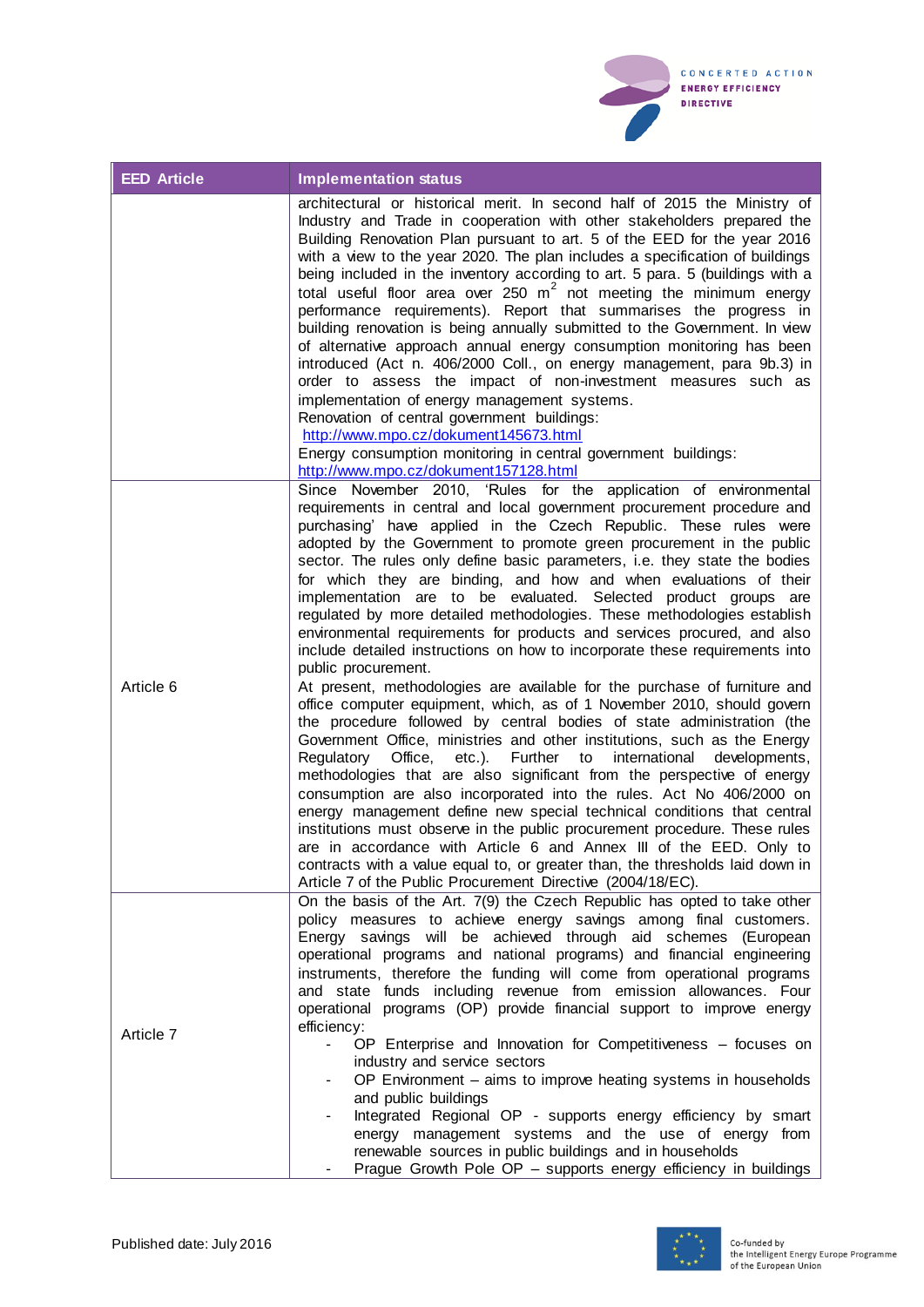| EED Article | Implementation status |
| --- | --- |
|  | architectural or historical merit. In second half of 2015 the Ministry of Industry and Trade in cooperation with other stakeholders prepared the Building Renovation Plan pursuant to art. 5 of the EED for the year 2016 with a view to the year 2020. The plan includes a specification of buildings being included in the inventory according to art. 5 para. 5 (buildings with a total useful floor area over 250 $m^2$ not meeting the minimum energy performance requirements). Report that summarises the progress in building renovation is being annually submitted to the Government. In view of alternative approach annual energy consumption monitoring has been introduced (Act n. 406/2000 Coll., on energy management, para 9b.3) in order to assess the impact of non-investment measures such as implementation of energy management systems.<br>Renovation of central government buildings:<br>http://www.mpo.cz/dokument145673.html<br>Energy consumption monitoring in central government buildings:<br>http://www.mpo.cz/dokument157128.html |
| Article 6 | Since November 2010, 'Rules for the application of environmental requirements in central and local government procurement procedure and purchasing' have applied in the Czech Republic. These rules were adopted by the Government to promote green procurement in the public sector. The rules only define basic parameters, i.e. they state the bodies for which they are binding, and how and when evaluations of their implementation are to be evaluated. Selected product groups are regulated by more detailed methodologies. These methodologies establish environmental requirements for products and services procured, and also include detailed instructions on how to incorporate these requirements into public procurement.<br>At present, methodologies are available for the purchase of furniture and office computer equipment, which, as of 1 November 2010, should govern the procedure followed by central bodies of state administration (the Government Office, ministries and other institutions, such as the Energy Regulatory Office, etc.). Further to international developments, methodologies that are also significant from the perspective of energy consumption are also incorporated into the rules. Act No 406/2000 on energy management define new special technical conditions that central institutions must observe in the public procurement procedure. These rules are in accordance with Article 6 and Annex III of the EED. Only to contracts with a value equal to, or greater than, the thresholds laid down in Article 7 of the Public Procurement Directive (2004/18/EC). |
| Article 7 | On the basis of the Art. 7(9) the Czech Republic has opted to take other policy measures to achieve energy savings among final customers. Energy savings will be achieved through aid schemes (European operational programs and national programs) and financial engineering instruments, therefore the funding will come from operational programs and state funds including revenue from emission allowances. Four operational programs (OP) provide financial support to improve energy efficiency:<br>- OP Enterprise and Innovation for Competitiveness – focuses on industry and service sectors<br>- OP Environment – aims to improve heating systems in households and public buildings<br>- Integrated Regional OP - supports energy efficiency by smart energy management systems and the use of energy from renewable sources in public buildings and in households<br>- Prague Growth Pole OP – supports energy efficiency in buildings |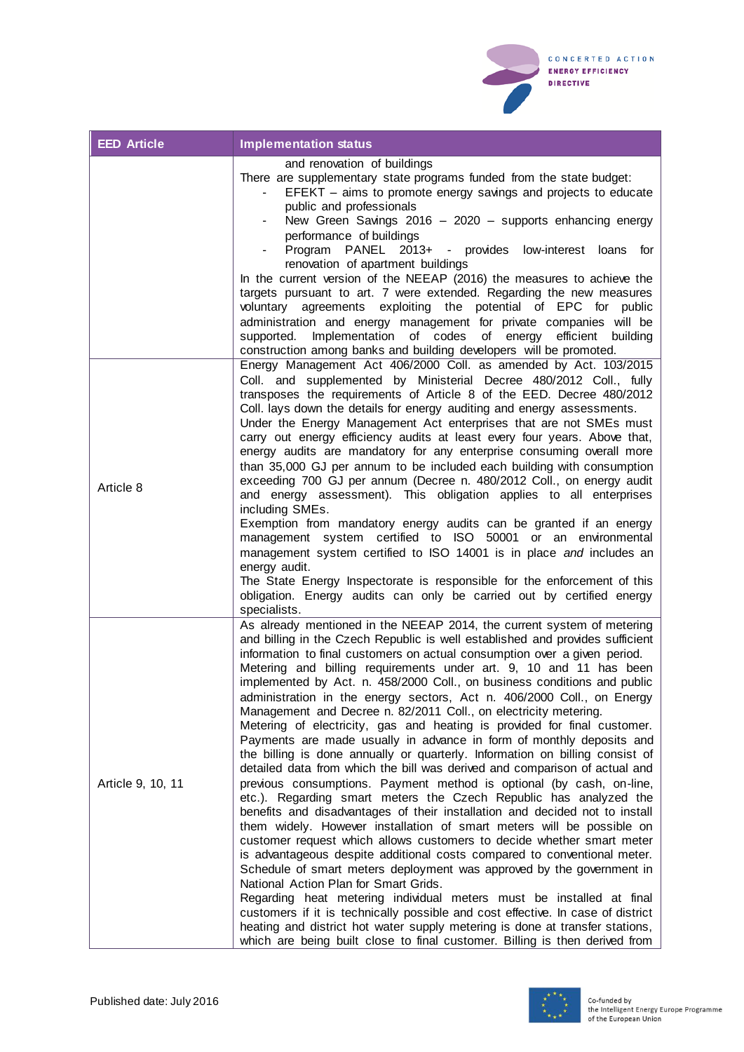| EED Article | Implementation status |
| --- | --- |
| | and renovation of buildings<br>There are supplementary state programs funded from the state budget:<br>- EFEKT – aims to promote energy savings and projects to educate public and professionals<br>- New Green Savings 2016 – 2020 – supports enhancing energy performance of buildings<br>- Program PANEL 2013+ - provides low-interest loans for renovation of apartment buildings<br>In the current version of the NEEAP (2016) the measures to achieve the targets pursuant to art. 7 were extended. Regarding the new measures voluntary agreements exploiting the potential of EPC for public administration and energy management for private companies will be supported. Implementation of codes of energy efficient building construction among banks and building developers will be promoted. |
| Article 8 | Energy Management Act 406/2000 Coll. as amended by Act. 103/2015 Coll. and supplemented by Ministerial Decree 480/2012 Coll., fully transposes the requirements of Article 8 of the EED. Decree 480/2012 Coll. lays down the details for energy auditing and energy assessments.<br>Under the Energy Management Act enterprises that are not SMEs must carry out energy efficiency audits at least every four years. Above that, energy audits are mandatory for any enterprise consuming overall more than 35,000 GJ per annum to be included each building with consumption exceeding 700 GJ per annum (Decree n. 480/2012 Coll., on energy audit and energy assessment). This obligation applies to all enterprises including SMEs.<br>Exemption from mandatory energy audits can be granted if an energy management system certified to ISO 50001 or an environmental management system certified to ISO 14001 is in place *and* includes an energy audit.<br>The State Energy Inspectorate is responsible for the enforcement of this obligation. Energy audits can only be carried out by certified energy specialists. |
| Article 9, 10, 11 | As already mentioned in the NEEAP 2014, the current system of metering and billing in the Czech Republic is well established and provides sufficient information to final customers on actual consumption over a given period.<br>Metering and billing requirements under art. 9, 10 and 11 has been implemented by Act. n. 458/2000 Coll., on business conditions and public administration in the energy sectors, Act n. 406/2000 Coll., on Energy Management and Decree n. 82/2011 Coll., on electricity metering.<br>Metering of electricity, gas and heating is provided for final customer. Payments are made usually in advance in form of monthly deposits and the billing is done annually or quarterly. Information on billing consist of detailed data from which the bill was derived and comparison of actual and previous consumptions. Payment method is optional (by cash, on-line, etc.). Regarding smart meters the Czech Republic has analyzed the benefits and disadvantages of their installation and decided not to install them widely. However installation of smart meters will be possible on customer request which allows customers to decide whether smart meter is advantageous despite additional costs compared to conventional meter. Schedule of smart meters deployment was approved by the government in National Action Plan for Smart Grids.<br>Regarding heat metering individual meters must be installed at final customers if it is technically possible and cost effective. In case of district heating and district hot water supply metering is done at transfer stations, which are being built close to final customer. Billing is then derived from |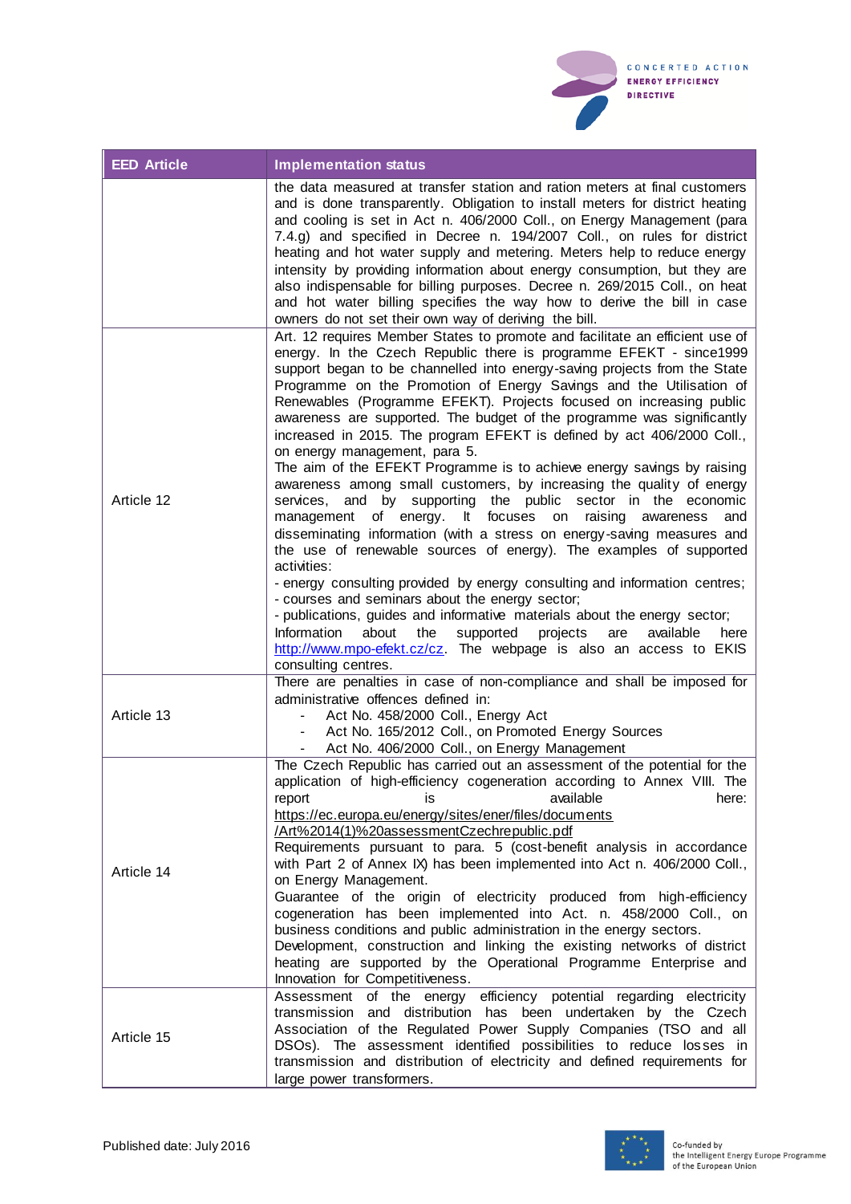| EED Article | Implementation status |
|---|---|
| | the data measured at transfer station and ration meters at final customers and is done transparently. Obligation to install meters for district heating and cooling is set in Act n. 406/2000 Coll., on Energy Management (para 7.4.g) and specified in Decree n. 194/2007 Coll., on rules for district heating and hot water supply and metering. Meters help to reduce energy intensity by providing information about energy consumption, but they are also indispensable for billing purposes. Decree n. 269/2015 Coll., on heat and hot water billing specifies the way how to derive the bill in case owners do not set their own way of deriving the bill. |
| Article 12 | Art. 12 requires Member States to promote and facilitate an efficient use of energy. In the Czech Republic there is programme EFEKT - since1999 support began to be channelled into energy-saving projects from the State Programme on the Promotion of Energy Savings and the Utilisation of Renewables (Programme EFEKT). Projects focused on increasing public awareness are supported. The budget of the programme was significantly increased in 2015. The program EFEKT is defined by act 406/2000 Coll., on energy management, para 5.<br>The aim of the EFEKT Programme is to achieve energy savings by raising awareness among small customers, by increasing the quality of energy services, and by supporting the public sector in the economic management of energy. It focuses on raising awareness and disseminating information (with a stress on energy-saving measures and the use of renewable sources of energy). The examples of supported activities:<br>- energy consulting provided by energy consulting and information centres;<br>- courses and seminars about the energy sector;<br>- publications, guides and informative materials about the energy sector;<br>Information about the supported projects are available here http://www.mpo-efekt.cz/cz. The webpage is also an access to EKIS consulting centres. |
| Article 13 | There are penalties in case of non-compliance and shall be imposed for administrative offences defined in:<br>- Act No. 458/2000 Coll., Energy Act<br>- Act No. 165/2012 Coll., on Promoted Energy Sources<br>- Act No. 406/2000 Coll., on Energy Management |
| Article 14 | The Czech Republic has carried out an assessment of the potential for the application of high-efficiency cogeneration according to Annex VIII. The report is available here: https://ec.europa.eu/energy/sites/ener/files/documents/Art%2014(1)%20assessmentCzechrepublic.pdf<br>Requirements pursuant to para. 5 (cost-benefit analysis in accordance with Part 2 of Annex IX) has been implemented into Act n. 406/2000 Coll., on Energy Management.<br>Guarantee of the origin of electricity produced from high-efficiency cogeneration has been implemented into Act. n. 458/2000 Coll., on business conditions and public administration in the energy sectors.<br>Development, construction and linking the existing networks of district heating are supported by the Operational Programme Enterprise and Innovation for Competitiveness. |
| Article 15 | Assessment of the energy efficiency potential regarding electricity transmission and distribution has been undertaken by the Czech Association of the Regulated Power Supply Companies (TSO and all DSOs). The assessment identified possibilities to reduce losses in transmission and distribution of electricity and defined requirements for large power transformers. |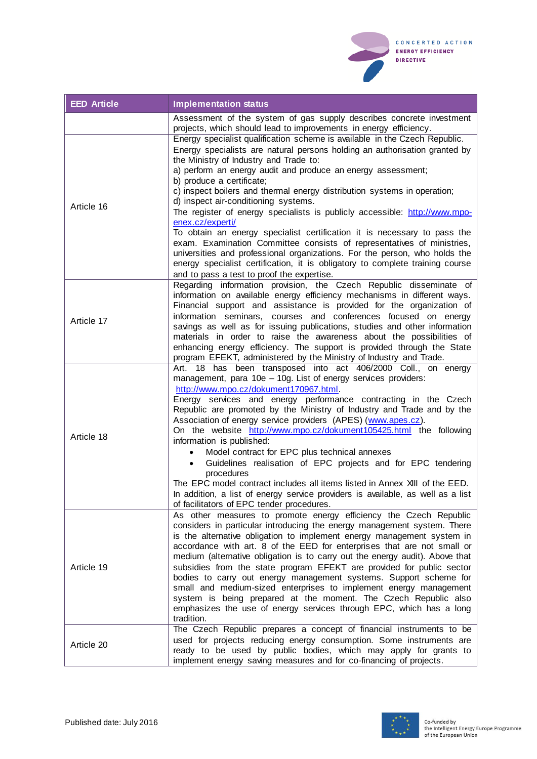| EED Article | Implementation status |
| --- | --- |
| | Assessment of the system of gas supply describes concrete investment projects, which should lead to improvements in energy efficiency. |
| Article 16 | Energy specialist qualification scheme is available in the Czech Republic. Energy specialists are natural persons holding an authorisation granted by the Ministry of Industry and Trade to:<br>a) perform an energy audit and produce an energy assessment;<br>b) produce a certificate;<br>c) inspect boilers and thermal energy distribution systems in operation;<br>d) inspect air-conditioning systems.<br>The register of energy specialists is publicly accessible: http://www.mpo-enex.cz/experti/<br>To obtain an energy specialist certification it is necessary to pass the exam. Examination Committee consists of representatives of ministries, universities and professional organizations. For the person, who holds the energy specialist certification, it is obligatory to complete training course and to pass a test to proof the expertise. |
| Article 17 | Regarding information provision, the Czech Republic disseminate of information on available energy efficiency mechanisms in different ways. Financial support and assistance is provided for the organization of information seminars, courses and conferences focused on energy savings as well as for issuing publications, studies and other information materials in order to raise the awareness about the possibilities of enhancing energy efficiency. The support is provided through the State program EFEKT, administered by the Ministry of Industry and Trade. |
| Article 18 | Art. 18 has been transposed into act 406/2000 Coll., on energy management, para 10e – 10g. List of energy services providers: http://www.mpo.cz/dokument170967.html.<br>Energy services and energy performance contracting in the Czech Republic are promoted by the Ministry of Industry and Trade and by the Association of energy service providers (APES) (www.apes.cz).<br>On the website http://www.mpo.cz/dokument105425.html the following information is published:<br>• Model contract for EPC plus technical annexes<br>• Guidelines realisation of EPC projects and for EPC tendering procedures<br>The EPC model contract includes all items listed in Annex XIII of the EED. In addition, a list of energy service providers is available, as well as a list of facilitators of EPC tender procedures. |
| Article 19 | As other measures to promote energy efficiency the Czech Republic considers in particular introducing the energy management system. There is the alternative obligation to implement energy management system in accordance with art. 8 of the EED for enterprises that are not small or medium (alternative obligation is to carry out the energy audit). Above that subsidies from the state program EFEKT are provided for public sector bodies to carry out energy management systems. Support scheme for small and medium-sized enterprises to implement energy management system is being prepared at the moment. The Czech Republic also emphasizes the use of energy services through EPC, which has a long tradition. |
| Article 20 | The Czech Republic prepares a concept of financial instruments to be used for projects reducing energy consumption. Some instruments are ready to be used by public bodies, which may apply for grants to implement energy saving measures and for co-financing of projects. |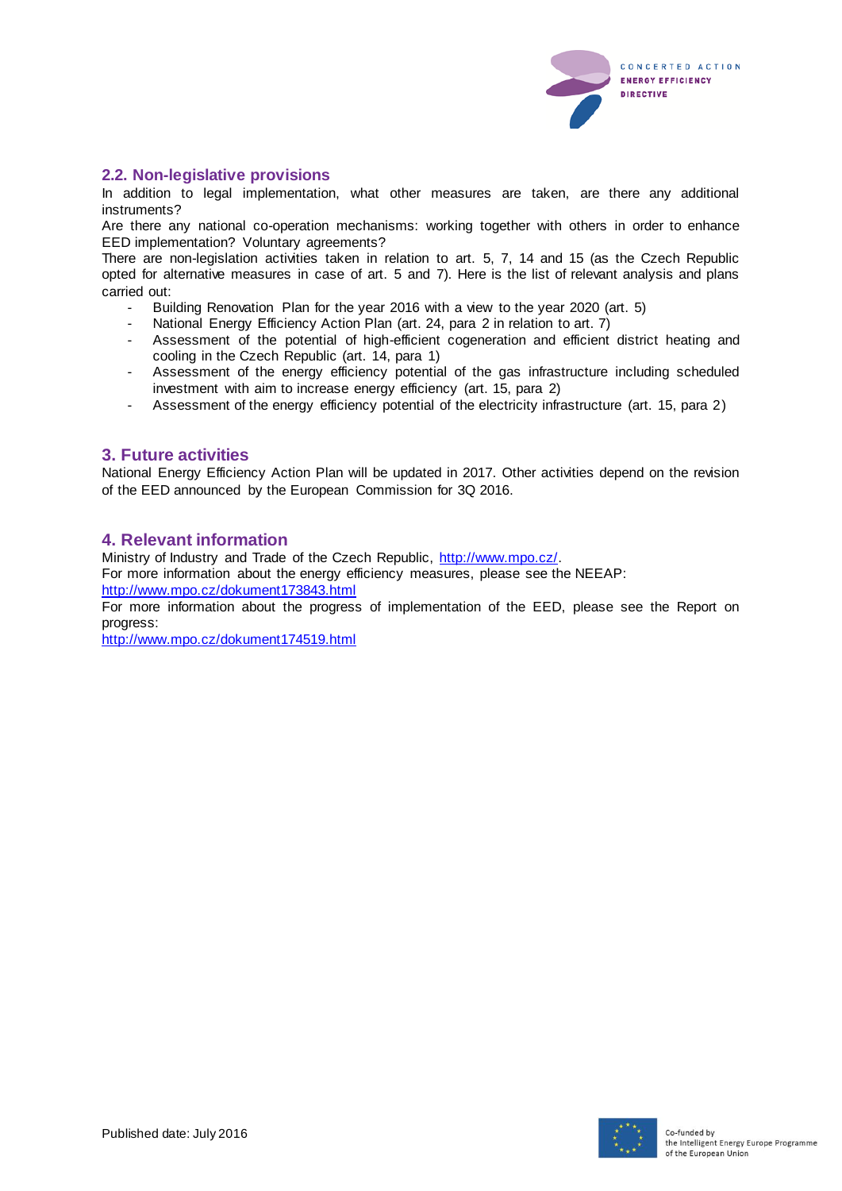## 2.2. Non-legislative provisions

In addition to legal implementation, what other measures are taken, are there any additional instruments?

Are there any national co-operation mechanisms: working together with others in order to enhance EED implementation? Voluntary agreements?

There are non-legislation activities taken in relation to art. 5, 7, 14 and 15 (as the Czech Republic opted for alternative measures in case of art. 5 and 7). Here is the list of relevant analysis and plans carried out:

- Building Renovation Plan for the year 2016 with a view to the year 2020 (art. 5)
- National Energy Efficiency Action Plan (art. 24, para 2 in relation to art. 7)
- Assessment of the potential of high-efficient cogeneration and efficient district heating and cooling in the Czech Republic (art. 14, para 1)
- Assessment of the energy efficiency potential of the gas infrastructure including scheduled investment with aim to increase energy efficiency (art. 15, para 2)
- Assessment of the energy efficiency potential of the electricity infrastructure (art. 15, para 2)

## 3. Future activities

National Energy Efficiency Action Plan will be updated in 2017. Other activities depend on the revision of the EED announced by the European Commission for 3Q 2016.

## 4. Relevant information

Ministry of Industry and Trade of the Czech Republic, http://www.mpo.cz/.

For more information about the energy efficiency measures, please see the NEEAP:

http://www.mpo.cz/dokument173843.html

For more information about the progress of implementation of the EED, please see the Report on progress:

http://www.mpo.cz/dokument174519.html

Published date: July 2016